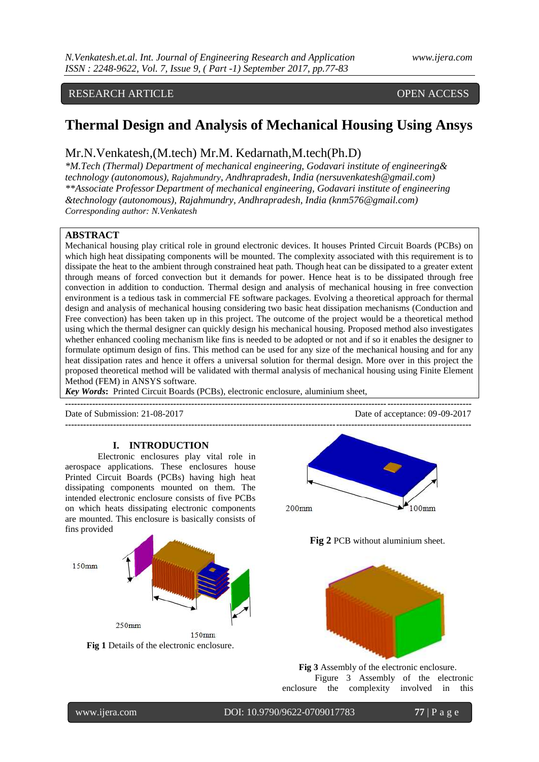RESEARCH ARTICLE OPEN ACCESS

# Thermal Design and Analysis of Mechanical Housing Using Ansys

Mr.N.Venkatesh,(M.tech) Mr.M. Kedarnath,M.tech(Ph.D)

*\*M.Tech (Thermal) Department of mechanical engineering, Godavari institute of engineering& technology (autonomous), Rajahmundry, Andhrapradesh, India (nersuvenkatesh@gmail.com)*
*\*\*Associate Professor Department of mechanical engineering, Godavari institute of engineering &technology (autonomous), Rajahmundry, Andhrapradesh, India (knm576@gmail.com)*
*Corresponding author: N.Venkatesh*

## ABSTRACT

Mechanical housing play critical role in ground electronic devices. It houses Printed Circuit Boards (PCBs) on which high heat dissipating components will be mounted. The complexity associated with this requirement is to dissipate the heat to the ambient through constrained heat path. Though heat can be dissipated to a greater extent through means of forced convection but it demands for power. Hence heat is to be dissipated through free convection in addition to conduction. Thermal design and analysis of mechanical housing in free convection environment is a tedious task in commercial FE software packages. Evolving a theoretical approach for thermal design and analysis of mechanical housing considering two basic heat dissipation mechanisms (Conduction and Free convection) has been taken up in this project. The outcome of the project would be a theoretical method using which the thermal designer can quickly design his mechanical housing. Proposed method also investigates whether enhanced cooling mechanism like fins is needed to be adopted or not and if so it enables the designer to formulate optimum design of fins. This method can be used for any size of the mechanical housing and for any heat dissipation rates and hence it offers a universal solution for thermal design. More over in this project the proposed theoretical method will be validated with thermal analysis of mechanical housing using Finite Element Method (FEM) in ANSYS software.

***Key Words*:** Printed Circuit Boards (PCBs), electronic enclosure, aluminium sheet,

Date of Submission: 21-08-2017 Date of acceptance: 09-09-2017

## I. INTRODUCTION

Electronic enclosures play vital role in aerospace applications. These enclosures house Printed Circuit Boards (PCBs) having high heat dissipating components mounted on them. The intended electronic enclosure consists of five PCBs on which heats dissipating electronic components are mounted. This enclosure is basically consists of fins provided

150mm

250mm

150mm

**Fig 1** Details of the electronic enclosure.

200mm 100mm

**Fig 2** PCB without aluminium sheet.

**Fig 3** Assembly of the electronic enclosure.

Figure 3 Assembly of the electronic enclosure the complexity involved in this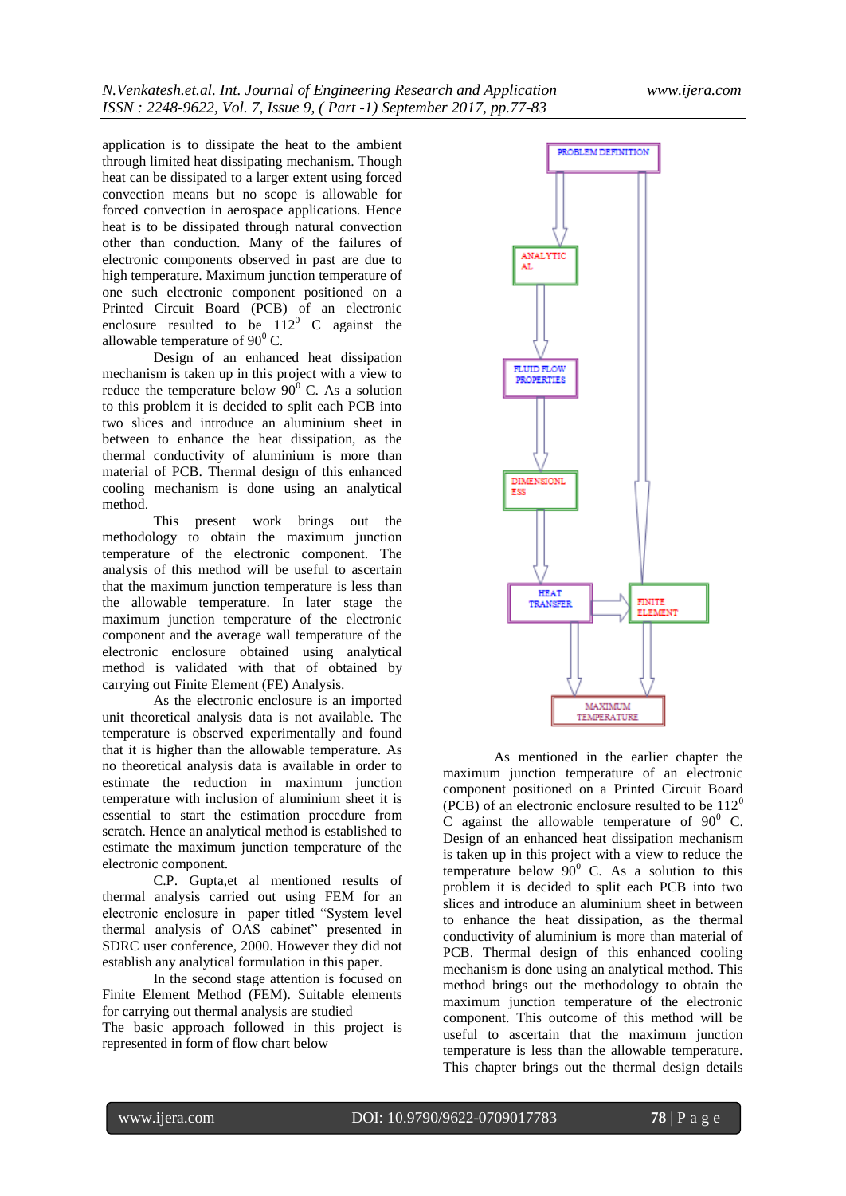application is to dissipate the heat to the ambient through limited heat dissipating mechanism. Though heat can be dissipated to a larger extent using forced convection means but no scope is allowable for forced convection in aerospace applications. Hence heat is to be dissipated through natural convection other than conduction. Many of the failures of electronic components observed in past are due to high temperature. Maximum junction temperature of one such electronic component positioned on a Printed Circuit Board (PCB) of an electronic enclosure resulted to be $112^0$ C against the allowable temperature of $90^0$ C.

Design of an enhanced heat dissipation mechanism is taken up in this project with a view to reduce the temperature below $90^0$ C. As a solution to this problem it is decided to split each PCB into two slices and introduce an aluminium sheet in between to enhance the heat dissipation, as the thermal conductivity of aluminium is more than material of PCB. Thermal design of this enhanced cooling mechanism is done using an analytical method.

This present work brings out the methodology to obtain the maximum junction temperature of the electronic component. The analysis of this method will be useful to ascertain that the maximum junction temperature is less than the allowable temperature. In later stage the maximum junction temperature of the electronic component and the average wall temperature of the electronic enclosure obtained using analytical method is validated with that of obtained by carrying out Finite Element (FE) Analysis.

As the electronic enclosure is an imported unit theoretical analysis data is not available. The temperature is observed experimentally and found that it is higher than the allowable temperature. As no theoretical analysis data is available in order to estimate the reduction in maximum junction temperature with inclusion of aluminium sheet it is essential to start the estimation procedure from scratch. Hence an analytical method is established to estimate the maximum junction temperature of the electronic component.

C.P. Gupta,et al mentioned results of thermal analysis carried out using FEM for an electronic enclosure in paper titled "System level thermal analysis of OAS cabinet" presented in SDRC user conference, 2000. However they did not establish any analytical formulation in this paper.

In the second stage attention is focused on Finite Element Method (FEM). Suitable elements for carrying out thermal analysis are studied

The basic approach followed in this project is represented in form of flow chart below

PROBLEM DEFINITION → ANALYTICAL → FLUID FLOW PROPERTIES → DIMENSIONLESS → HEAT TRANSFER → FINITE ELEMENT → MAXIMUM TEMPERATURE

As mentioned in the earlier chapter the maximum junction temperature of an electronic component positioned on a Printed Circuit Board (PCB) of an electronic enclosure resulted to be $112^0$ C against the allowable temperature of $90^0$ C. Design of an enhanced heat dissipation mechanism is taken up in this project with a view to reduce the temperature below $90^0$ C. As a solution to this problem it is decided to split each PCB into two slices and introduce an aluminium sheet in between to enhance the heat dissipation, as the thermal conductivity of aluminium is more than material of PCB. Thermal design of this enhanced cooling mechanism is done using an analytical method. This method brings out the methodology to obtain the maximum junction temperature of the electronic component. This outcome of this method will be useful to ascertain that the maximum junction temperature is less than the allowable temperature. This chapter brings out the thermal design details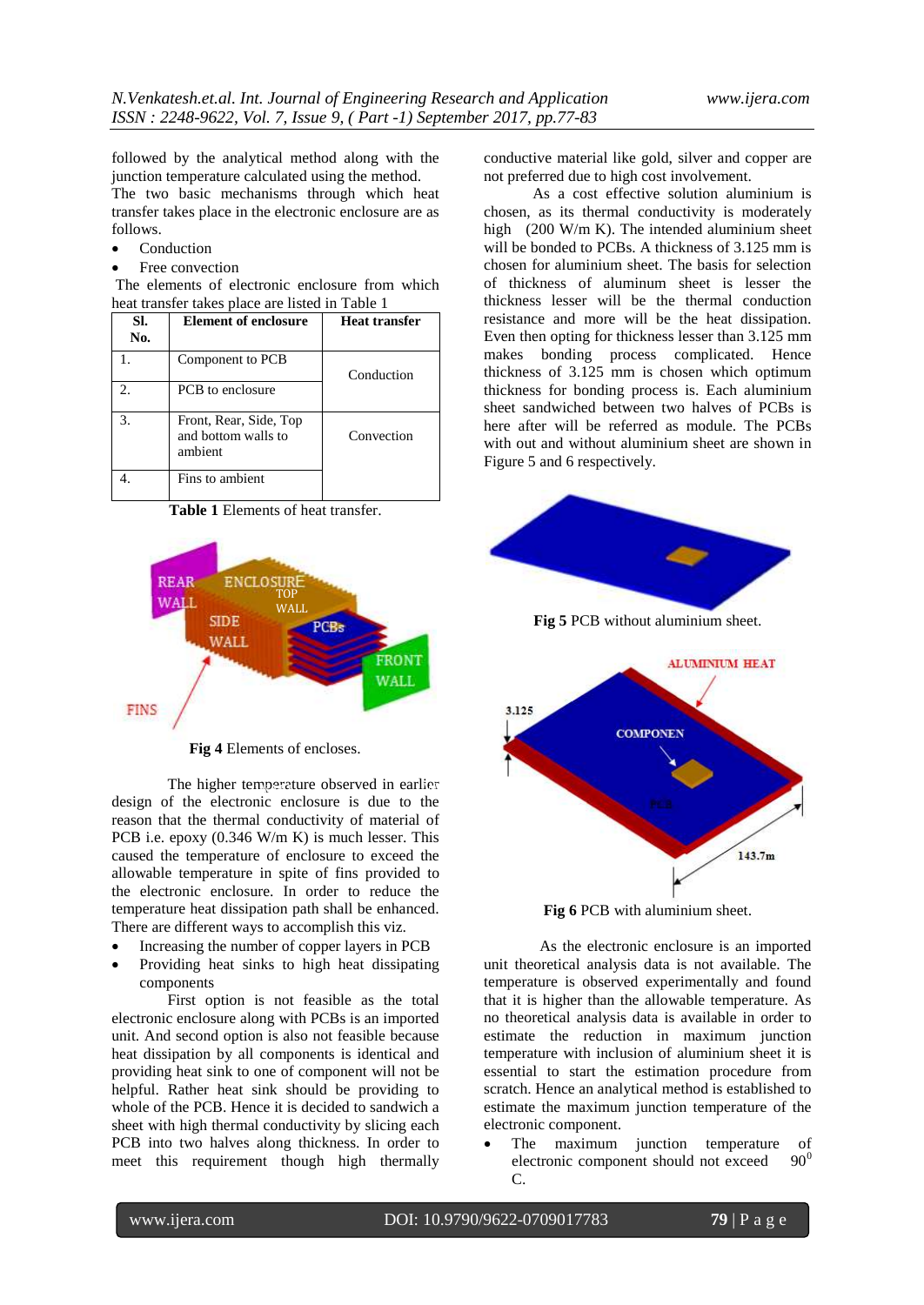followed by the analytical method along with the junction temperature calculated using the method.

The two basic mechanisms through which heat transfer takes place in the electronic enclosure are as follows.

- Conduction
- Free convection

The elements of electronic enclosure from which heat transfer takes place are listed in Table 1

| Sl. No. | Element of enclosure | Heat transfer |
|---|---|---|
| 1. | Component to PCB | Conduction |
| 2. | PCB to enclosure | |
| 3. | Front, Rear, Side, Top and bottom walls to ambient | Convection |
| 4. | Fins to ambient | |

**Table 1** Elements of heat transfer.

**Fig 4** Elements of encloses.

The higher temperature observed in earlier design of the electronic enclosure is due to the reason that the thermal conductivity of material of PCB i.e. epoxy (0.346 W/m K) is much lesser. This caused the temperature of enclosure to exceed the allowable temperature in spite of fins provided to the electronic enclosure. In order to reduce the temperature heat dissipation path shall be enhanced. There are different ways to accomplish this viz.

- Increasing the number of copper layers in PCB
- Providing heat sinks to high heat dissipating components

First option is not feasible as the total electronic enclosure along with PCBs is an imported unit. And second option is also not feasible because heat dissipation by all components is identical and providing heat sink to one of component will not be helpful. Rather heat sink should be providing to whole of the PCB. Hence it is decided to sandwich a sheet with high thermal conductivity by slicing each PCB into two halves along thickness. In order to meet this requirement though high thermally conductive material like gold, silver and copper are not preferred due to high cost involvement.

As a cost effective solution aluminium is chosen, as its thermal conductivity is moderately high (200 W/m K). The intended aluminium sheet will be bonded to PCBs. A thickness of 3.125 mm is chosen for aluminium sheet. The basis for selection of thickness of aluminum sheet is lesser the thickness lesser will be the thermal conduction resistance and more will be the heat dissipation. Even then opting for thickness lesser than 3.125 mm makes bonding process complicated. Hence thickness of 3.125 mm is chosen which optimum thickness for bonding process is. Each aluminium sheet sandwiched between two halves of PCBs is here after will be referred as module. The PCBs with out and without aluminium sheet are shown in Figure 5 and 6 respectively.

**Fig 5** PCB without aluminium sheet.

**Fig 6** PCB with aluminium sheet.

As the electronic enclosure is an imported unit theoretical analysis data is not available. The temperature is observed experimentally and found that it is higher than the allowable temperature. As no theoretical analysis data is available in order to estimate the reduction in maximum junction temperature with inclusion of aluminium sheet it is essential to start the estimation procedure from scratch. Hence an analytical method is established to estimate the maximum junction temperature of the electronic component.

- The maximum junction temperature of electronic component should not exceed $90^0$ C.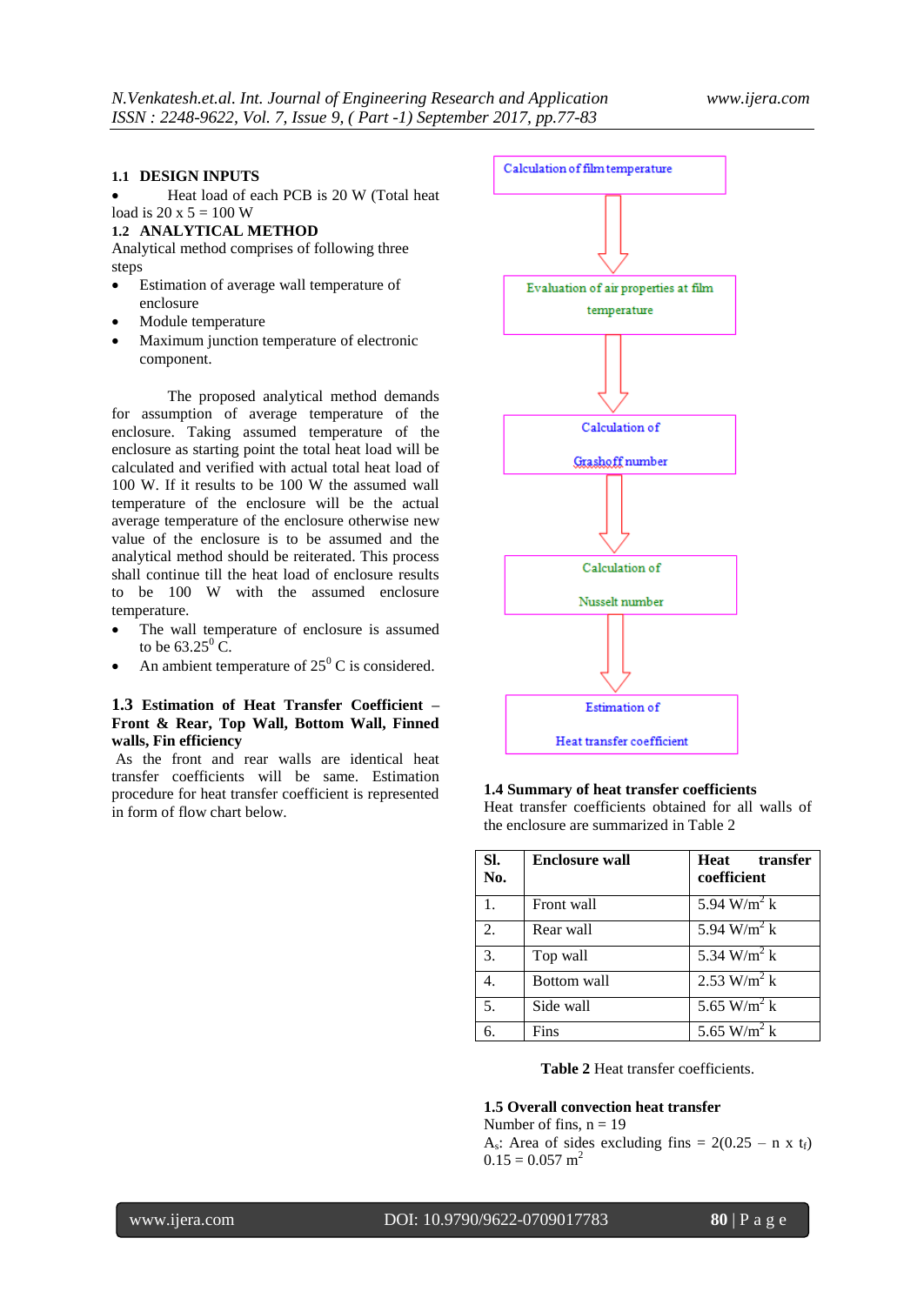### 1.1 DESIGN INPUTS

- Heat load of each PCB is 20 W (Total heat load is 20 x 5 = 100 W

### 1.2 ANALYTICAL METHOD

Analytical method comprises of following three steps

- Estimation of average wall temperature of enclosure
- Module temperature
- Maximum junction temperature of electronic component.

The proposed analytical method demands for assumption of average temperature of the enclosure. Taking assumed temperature of the enclosure as starting point the total heat load will be calculated and verified with actual total heat load of 100 W. If it results to be 100 W the assumed wall temperature of the enclosure will be the actual average temperature of the enclosure otherwise new value of the enclosure is to be assumed and the analytical method should be reiterated. This process shall continue till the heat load of enclosure results to be 100 W with the assumed enclosure temperature.

- The wall temperature of enclosure is assumed to be $63.25^0$ C.
- An ambient temperature of $25^0$ C is considered.

### 1.3 Estimation of Heat Transfer Coefficient – Front & Rear, Top Wall, Bottom Wall, Finned walls, Fin efficiency

As the front and rear walls are identical heat transfer coefficients will be same. Estimation procedure for heat transfer coefficient is represented in form of flow chart below.

Calculation of film temperature

↓

Evaluation of air properties at film temperature

↓

Calculation of Grashoff number

↓

Calculation of Nusselt number

↓

Estimation of Heat transfer coefficient

### 1.4 Summary of heat transfer coefficients

Heat transfer coefficients obtained for all walls of the enclosure are summarized in Table 2

| Sl. No. | Enclosure wall | Heat transfer coefficient |
|---|---|---|
| 1. | Front wall | 5.94 $W/m^2$ k |
| 2. | Rear wall | 5.94 $W/m^2$ k |
| 3. | Top wall | 5.34 $W/m^2$ k |
| 4. | Bottom wall | 2.53 $W/m^2$ k |
| 5. | Side wall | 5.65 $W/m^2$ k |
| 6. | Fins | 5.65 $W/m^2$ k |

**Table 2** Heat transfer coefficients.

### 1.5 Overall convection heat transfer

Number of fins, n = 19

$A_s$: Area of sides excluding fins = 2(0.25 – n x $t_f$) 0.15 = 0.057 $m^2$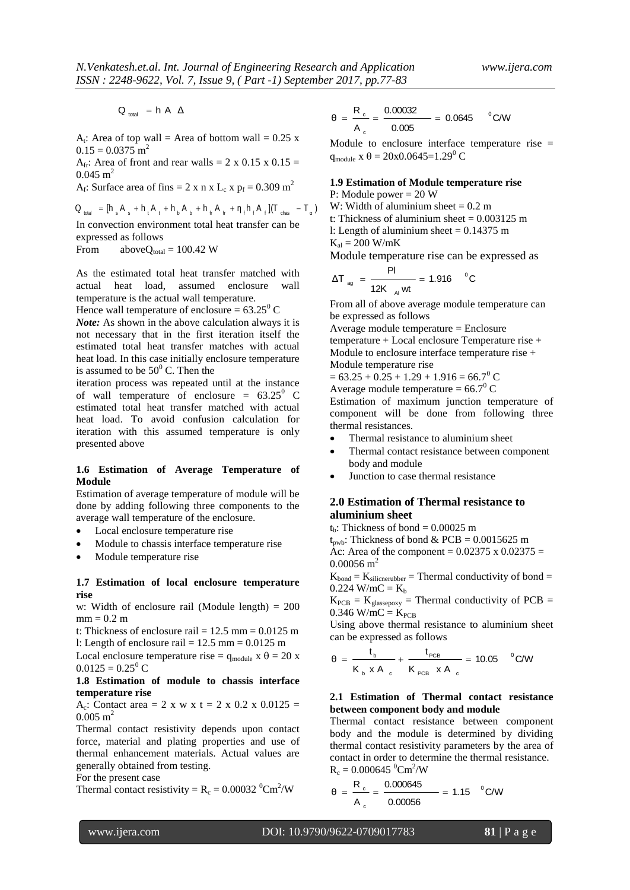$$Q_{total} = h\ A\ \Delta$$

$A_t$: Area of top wall = Area of bottom wall = 0.25 x 0.15 = 0.0375 $m^2$

$A_{fr}$: Area of front and rear walls = 2 x 0.15 x 0.15 = 0.045 $m^2$

$A_f$: Surface area of fins = 2 x n x $L_c$ x $p_f$ = 0.309 $m^2$

$$Q_{total} = [h_s A_s + h_t A_t + h_b A_b + h_{fr} A_{fr} + \eta_f h_f A_f](T_{chas} - T_a)$$

In convection environment total heat transfer can be expressed as follows

From above$Q_{total}$ = 100.42 W

As the estimated total heat transfer matched with actual heat load, assumed enclosure wall temperature is the actual wall temperature.

Hence wall temperature of enclosure = $63.25^0$ C

***Note:*** As shown in the above calculation always it is not necessary that in the first iteration itself the estimated total heat transfer matches with actual heat load. In this case initially enclosure temperature is assumed to be $50^0$ C. Then the iteration process was repeated until at the instance of wall temperature of enclosure = $63.25^0$ C estimated total heat transfer matched with actual heat load. To avoid confusion calculation for iteration with this assumed temperature is only presented above

### 1.6 Estimation of Average Temperature of Module

Estimation of average temperature of module will be done by adding following three components to the average wall temperature of the enclosure.

- Local enclosure temperature rise
- Module to chassis interface temperature rise
- Module temperature rise

### 1.7 Estimation of local enclosure temperature rise

w: Width of enclosure rail (Module length) = 200 mm = 0.2 m

t: Thickness of enclosure rail = 12.5 mm = 0.0125 m

l: Length of enclosure rail = 12.5 mm = 0.0125 m

Local enclosure temperature rise = $q_{module}$ x θ = 20 x 0.0125 = $0.25^0$ C

### 1.8 Estimation of module to chassis interface temperature rise

$A_c$: Contact area = 2 x w x t = 2 x 0.2 x 0.0125 = 0.005 $m^2$

Thermal contact resistivity depends upon contact force, material and plating properties and use of thermal enhancement materials. Actual values are generally obtained from testing.

For the present case

Thermal contact resistivity = $R_c$ = 0.00032 $^0Cm^2/W$

$$\theta = \frac{R_c}{A_c} = \frac{0.00032}{0.005} = 0.0645 \quad {}^0C/W$$

Module to enclosure interface temperature rise = $q_{module}$ x θ = 20x0.0645=$1.29^0$ C

### 1.9 Estimation of Module temperature rise

P: Module power = 20 W

W: Width of aluminium sheet = 0.2 m

t: Thickness of aluminium sheet = 0.003125 m

l: Length of aluminium sheet = 0.14375 m

$K_{al}$ = 200 W/mK

Module temperature rise can be expressed as

$$\Delta T_{ag} = \frac{Pl}{12K_{Al}wt} = 1.916 \quad {}^0C$$

From all of above average module temperature can be expressed as follows

Average module temperature = Enclosure temperature + Local enclosure Temperature rise + Module to enclosure interface temperature rise + Module temperature rise

= 63.25 + 0.25 + 1.29 + 1.916 = $66.7^0$ C

Average module temperature = $66.7^0$ C

Estimation of maximum junction temperature of component will be done from following three thermal resistances.

- Thermal resistance to aluminium sheet
- Thermal contact resistance between component body and module
- Junction to case thermal resistance

## 2.0 Estimation of Thermal resistance to aluminium sheet

$t_b$: Thickness of bond = 0.00025 m

$t_{pwb}$: Thickness of bond & PCB = 0.0015625 m

Ac: Area of the component = 0.02375 x 0.02375 = 0.00056 $m^2$

$K_{bond}$ = $K_{silicnerubber}$ = Thermal conductivity of bond = 0.224 W/mC = $K_b$

$K_{PCB}$ = $K_{glassepoxy}$ = Thermal conductivity of PCB = 0.346 W/mC = $K_{PCB}$

Using above thermal resistance to aluminium sheet can be expressed as follows

$$\theta = \frac{t_b}{K_b \ x\ A_c} + \frac{t_{PCB}}{K_{PCB} \ x\ A_c} = 10.05 \quad {}^0C/W$$

### 2.1 Estimation of Thermal contact resistance between component body and module

Thermal contact resistance between component body and the module is determined by dividing thermal contact resistivity parameters by the area of contact in order to determine the thermal resistance.

$R_c$ = 0.000645 $^0Cm^2/W$

$$\theta = \frac{R_c}{A_c} = \frac{0.000645}{0.00056} = 1.15 \quad {}^0C/W$$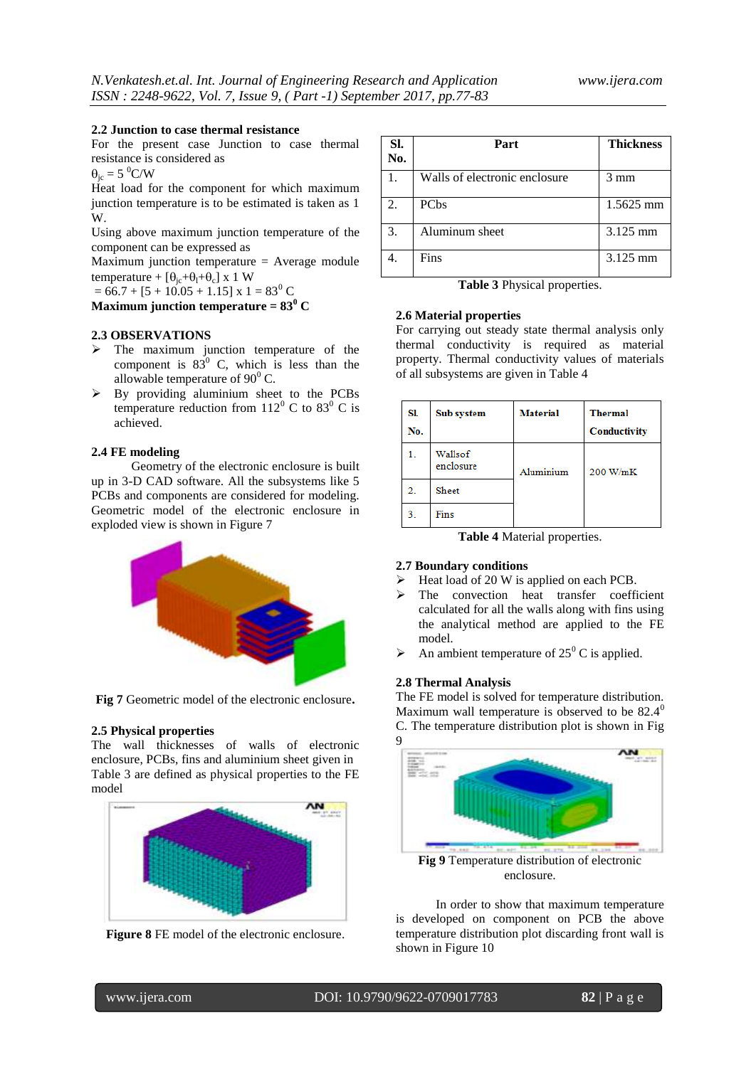### 2.2 Junction to case thermal resistance

For the present case Junction to case thermal resistance is considered as

$\theta_{jc} = 5\ ^0C/W$

Heat load for the component for which maximum junction temperature is to be estimated is taken as 1 W.

Using above maximum junction temperature of the component can be expressed as

Maximum junction temperature = Average module temperature + $[\theta_{jc}+\theta_l+\theta_c]$ x 1 W

= 66.7 + [5 + 10.05 + 1.15] x 1 = $83^0$ C

**Maximum junction temperature = $83^0$ C**

### 2.3 OBSERVATIONS

- The maximum junction temperature of the component is $83^0$ C, which is less than the allowable temperature of $90^0$ C.
- By providing aluminium sheet to the PCBs temperature reduction from $112^0$ C to $83^0$ C is achieved.

### 2.4 FE modeling

Geometry of the electronic enclosure is built up in 3-D CAD software. The subsystems like 5 PCBs and components are considered for modeling. Geometric model of the electronic enclosure in exploded view is shown in Figure 7

**Fig 7** Geometric model of the electronic enclosure**.**

### 2.5 Physical properties

The wall thicknesses of walls of electronic enclosure, PCBs, fins and aluminium sheet given in Table 3 are defined as physical properties to the FE model

**Figure 8** FE model of the electronic enclosure.

| Sl. No. | Part | Thickness |
|---|---|---|
| 1. | Walls of electronic enclosure | 3 mm |
| 2. | PCBs | 1.5625 mm |
| 3. | Aluminum sheet | 3.125 mm |
| 4. | Fins | 3.125 mm |

**Table 3** Physical properties.

### 2.6 Material properties

For carrying out steady state thermal analysis only thermal conductivity is required as material property. Thermal conductivity values of materials of all subsystems are given in Table 4

| Sl. No. | Sub system | Material | Thermal Conductivity |
|---|---|---|---|
| 1. | Wallsof enclosure | Aluminium | 200 W/mK |
| 2. | Sheet | | |
| 3. | Fins | | |

**Table 4** Material properties.

### 2.7 Boundary conditions

- Heat load of 20 W is applied on each PCB.
- The convection heat transfer coefficient calculated for all the walls along with fins using the analytical method are applied to the FE model.
- An ambient temperature of $25^0$ C is applied.

### 2.8 Thermal Analysis

The FE model is solved for temperature distribution. Maximum wall temperature is observed to be $82.4^0$ C. The temperature distribution plot is shown in Fig 9

**Fig 9** Temperature distribution of electronic enclosure.

In order to show that maximum temperature is developed on component on PCB the above temperature distribution plot discarding front wall is shown in Figure 10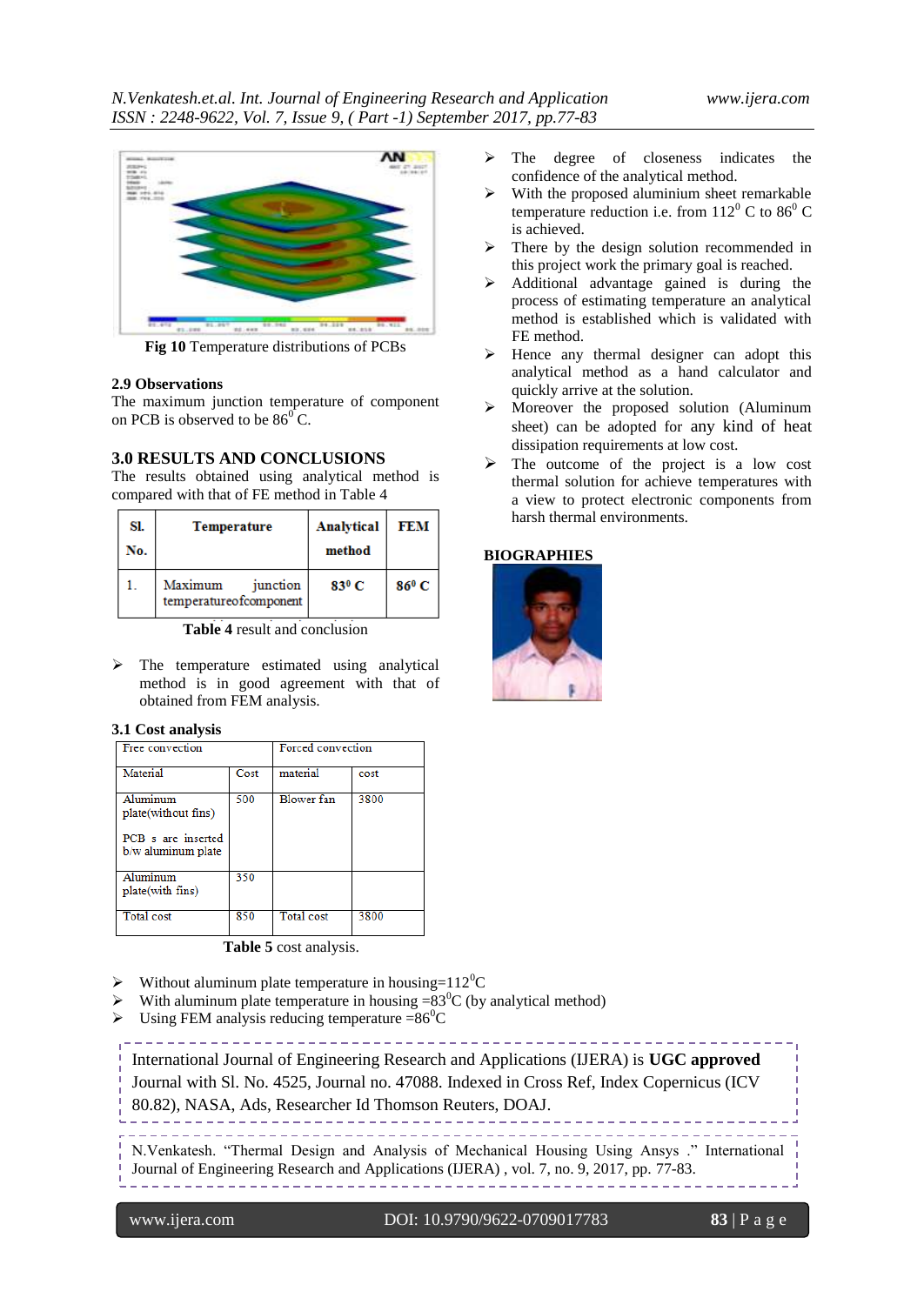Fig 10 Temperature distributions of PCBs

### 2.9 Observations

The maximum junction temperature of component on PCB is observed to be $86^0$ C.

## 3.0 RESULTS AND CONCLUSIONS

The results obtained using analytical method is compared with that of FE method in Table 4

| Sl. No. | Temperature | Analytical method | FEM |
|---|---|---|---|
| 1. | Maximum junction temperatureofcomponent | $83^0$ C | $86^0$ C |

**Table 4** result and conclusion

- The temperature estimated using analytical method is in good agreement with that of obtained from FEM analysis.

### 3.1 Cost analysis

| Free convection | | Forced convection | |
|---|---|---|---|
| Material | Cost | material | cost |
| Aluminum plate(without fins)<br><br>PCB s are inserted b/w aluminum plate | 500 | Blower fan | 3800 |
| Aluminum plate(with fins) | 350 | | |
| Total cost | 850 | Total cost | 3800 |

**Table 5** cost analysis.

- Without aluminum plate temperature in housing=$112^0$C
- With aluminum plate temperature in housing =$83^0$C (by analytical method)
- Using FEM analysis reducing temperature =$86^0$C

- The degree of closeness indicates the confidence of the analytical method.
- With the proposed aluminium sheet remarkable temperature reduction i.e. from $112^0$ C to $86^0$ C is achieved.
- There by the design solution recommended in this project work the primary goal is reached.
- Additional advantage gained is during the process of estimating temperature an analytical method is established which is validated with FE method.
- Hence any thermal designer can adopt this analytical method as a hand calculator and quickly arrive at the solution.
- Moreover the proposed solution (Aluminum sheet) can be adopted for any kind of heat dissipation requirements at low cost.
- The outcome of the project is a low cost thermal solution for achieve temperatures with a view to protect electronic components from harsh thermal environments.

## BIOGRAPHIES

International Journal of Engineering Research and Applications (IJERA) is **UGC approved** Journal with Sl. No. 4525, Journal no. 47088. Indexed in Cross Ref, Index Copernicus (ICV 80.82), NASA, Ads, Researcher Id Thomson Reuters, DOAJ.

N.Venkatesh. "Thermal Design and Analysis of Mechanical Housing Using Ansys ." International Journal of Engineering Research and Applications (IJERA) , vol. 7, no. 9, 2017, pp. 77-83.